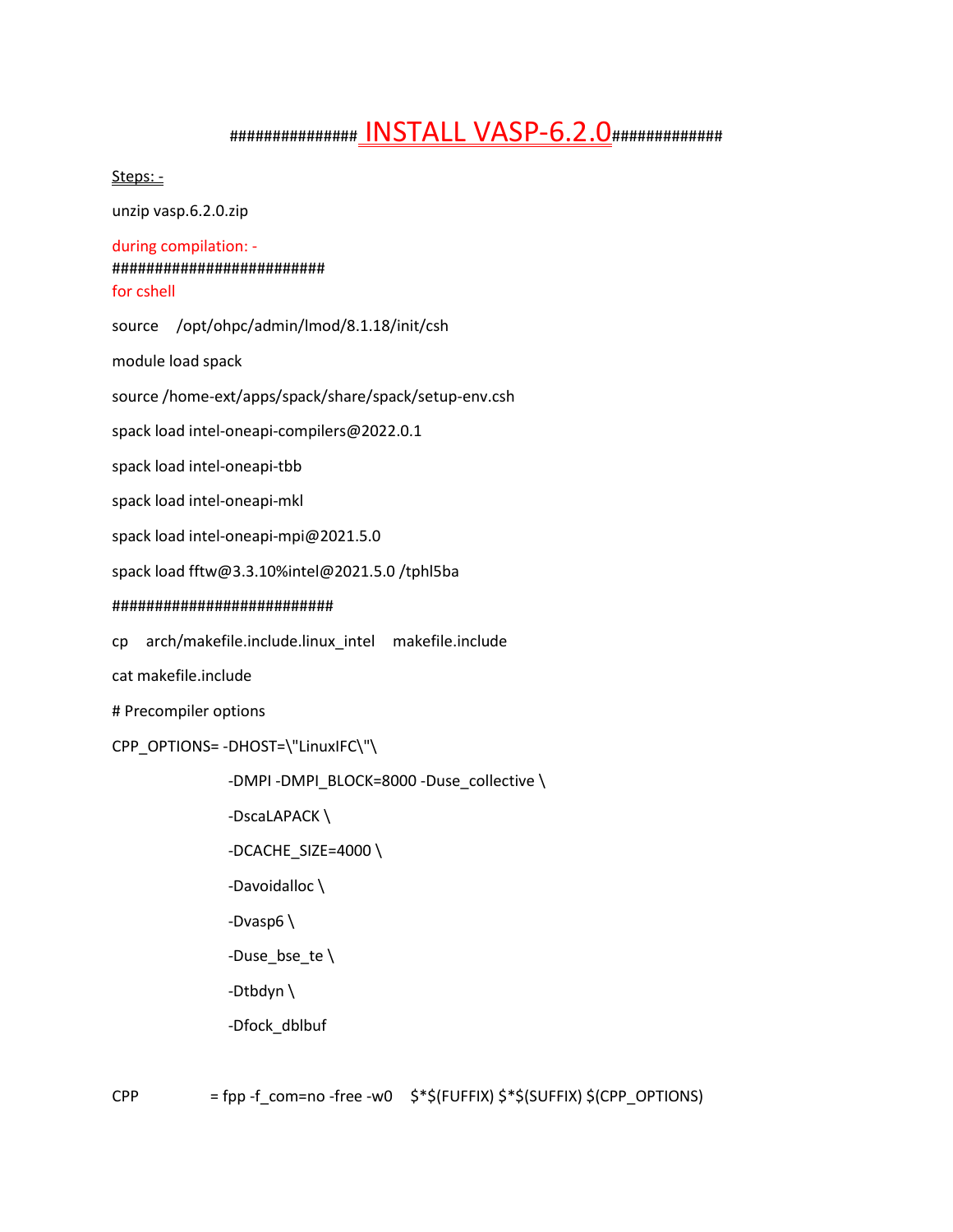# ############### INSTALL VASP-6.2.0#############

Steps: -

unzip vasp.6.2.0.zip

during compilation: -
#########################
for cshell

source /opt/ohpc/admin/lmod/8.1.18/init/csh

module load spack

source /home-ext/apps/spack/share/spack/setup-env.csh

spack load intel-oneapi-compilers@2022.0.1

spack load intel-oneapi-tbb

spack load intel-oneapi-mkl

spack load intel-oneapi-mpi@2021.5.0

spack load fftw@3.3.10%intel@2021.5.0 /tphl5ba

##########################

cp arch/makefile.include.linux_intel makefile.include

cat makefile.include

```
# Precompiler options

CPP_OPTIONS= -DHOST=\"LinuxIFC\"\
             -DMPI -DMPI_BLOCK=8000 -Duse_collective \
             -DscaLAPACK \
             -DCACHE_SIZE=4000 \
             -Davoidalloc \
             -Dvasp6 \
             -Duse_bse_te \
             -Dtbdyn \
             -Dfock_dblbuf


CPP        = fpp -f_com=no -free -w0  $*$(FUFFIX) $*$(SUFFIX) $(CPP_OPTIONS)
```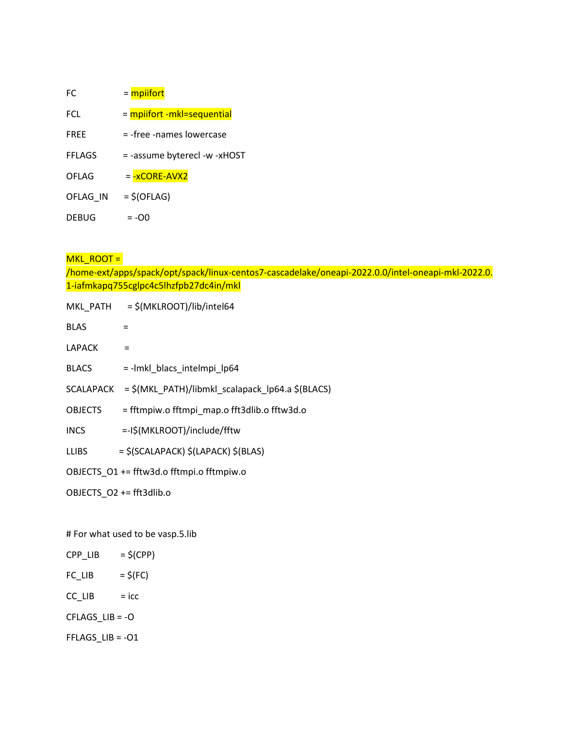```
FC          = mpiifort
FCL         = mpiifort -mkl=sequential
FREE        = -free -names lowercase
FFLAGS      = -assume byterecl -w -xHOST
OFLAG       = -xCORE-AVX2
OFLAG_IN    = $(OFLAG)
DEBUG       = -O0

MKL_ROOT = /home-ext/apps/spack/opt/spack/linux-centos7-cascadelake/oneapi-2022.0.0/intel-oneapi-mkl-2022.0.1-iafmkapq755cglpc4c5lhzfpb27dc4in/mkl
MKL_PATH    = $(MKLROOT)/lib/intel64
BLAS        =
LAPACK      =
BLACS       = -lmkl_blacs_intelmpi_lp64
SCALAPACK   = $(MKL_PATH)/libmkl_scalapack_lp64.a $(BLACS)
OBJECTS     = fftmpiw.o fftmpi_map.o fft3dlib.o fftw3d.o
INCS        =-I$(MKLROOT)/include/fftw
LLIBS       = $(SCALAPACK) $(LAPACK) $(BLAS)
OBJECTS_O1 += fftw3d.o fftmpi.o fftmpiw.o
OBJECTS_O2 += fft3dlib.o

# For what used to be vasp.5.lib
CPP_LIB     = $(CPP)
FC_LIB      = $(FC)
CC_LIB      = icc
CFLAGS_LIB = -O
FFLAGS_LIB = -O1
```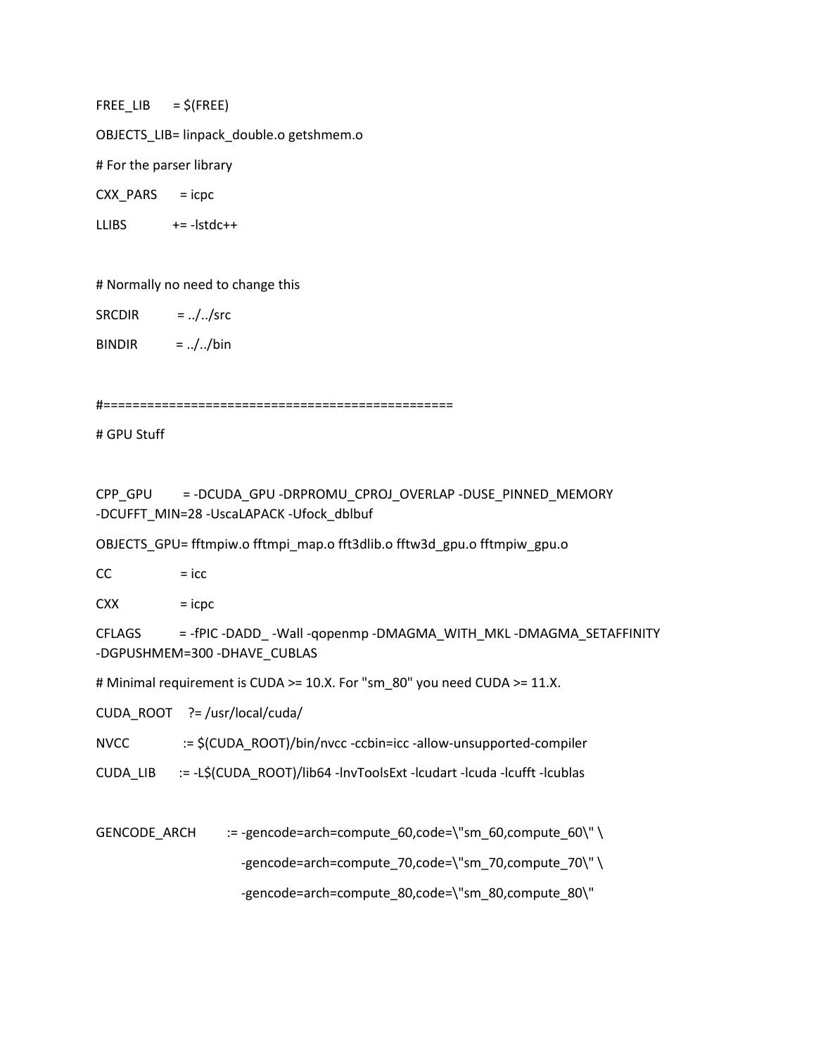```
FREE_LIB      = $(FREE)

OBJECTS_LIB= linpack_double.o getshmem.o

# For the parser library

CXX_PARS      = icpc

LLIBS         += -lstdc++


# Normally no need to change this

SRCDIR        = ../../src

BINDIR        = ../../bin


#================================================

# GPU Stuff


CPP_GPU       = -DCUDA_GPU -DRPROMU_CPROJ_OVERLAP -DUSE_PINNED_MEMORY
-DCUFFT_MIN=28 -UscaLAPACK -Ufock_dblbuf

OBJECTS_GPU= fftmpiw.o fftmpi_map.o fft3dlib.o fftw3d_gpu.o fftmpiw_gpu.o

CC            = icc

CXX           = icpc

CFLAGS        = -fPIC -DADD_ -Wall -qopenmp -DMAGMA_WITH_MKL -DMAGMA_SETAFFINITY
-DGPUSHMEM=300 -DHAVE_CUBLAS

# Minimal requirement is CUDA >= 10.X. For "sm_80" you need CUDA >= 11.X.

CUDA_ROOT    ?= /usr/local/cuda/

NVCC          := $(CUDA_ROOT)/bin/nvcc -ccbin=icc -allow-unsupported-compiler

CUDA_LIB      := -L$(CUDA_ROOT)/lib64 -lnvToolsExt -lcudart -lcuda -lcufft -lcublas


GENCODE_ARCH      := -gencode=arch=compute_60,code=\"sm_60,compute_60\" \

                     -gencode=arch=compute_70,code=\"sm_70,compute_70\" \

                     -gencode=arch=compute_80,code=\"sm_80,compute_80\"
```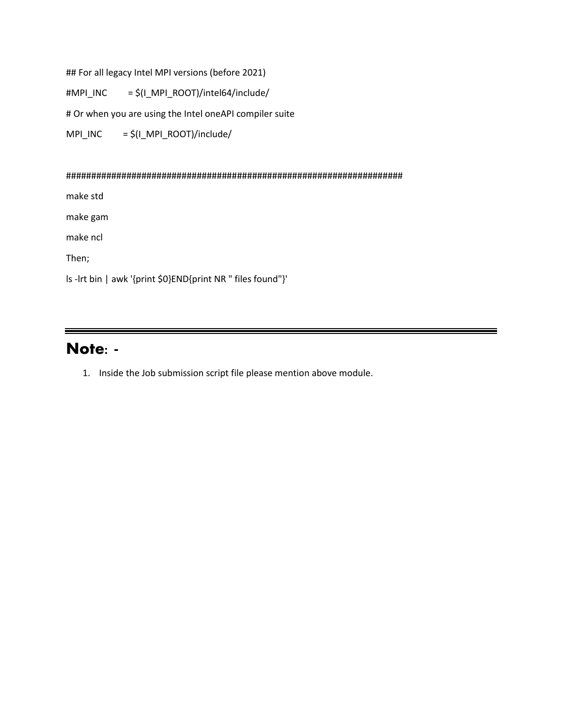```
## For all legacy Intel MPI versions (before 2021)

#MPI_INC        = $(I_MPI_ROOT)/intel64/include/

# Or when you are using the Intel oneAPI compiler suite

MPI_INC        = $(I_MPI_ROOT)/include/


#####################################################################

make std

make gam

make ncl
```

Then;

```
ls -lrt bin | awk '{print $0}END{print NR " files found"}'
```

---

## Note: -

1. Inside the Job submission script file please mention above module.